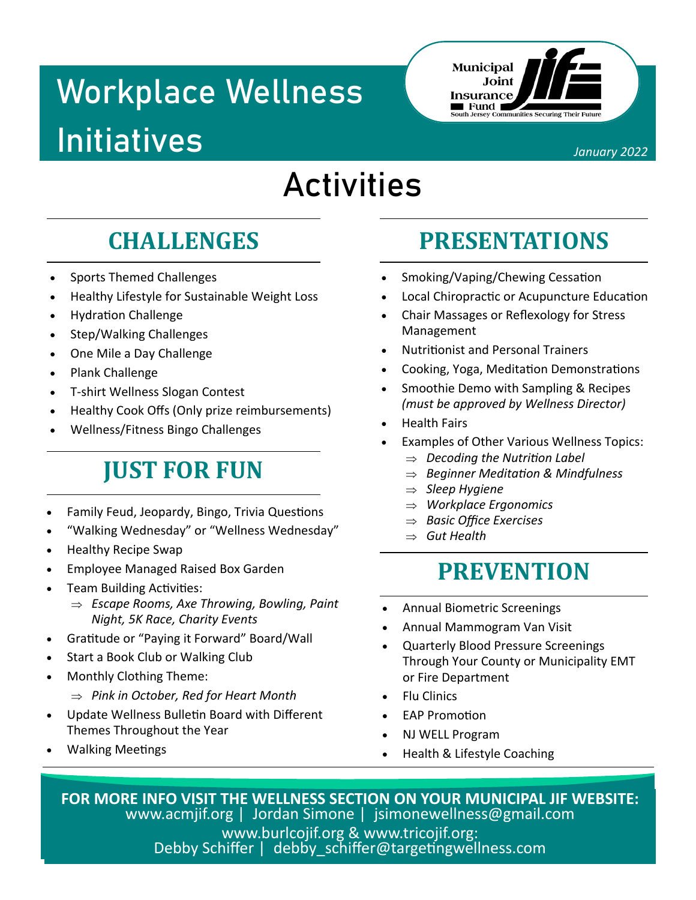# Workplace Wellness Initiatives

Municipal Joint Insurance Fund
South Jersey Communities Securing Their Future

*January 2022*

# Activities

## CHALLENGES

- Sports Themed Challenges
- Healthy Lifestyle for Sustainable Weight Loss
- Hydration Challenge
- Step/Walking Challenges
- One Mile a Day Challenge
- Plank Challenge
- T-shirt Wellness Slogan Contest
- Healthy Cook Offs (Only prize reimbursements)
- Wellness/Fitness Bingo Challenges

## JUST FOR FUN

- Family Feud, Jeopardy, Bingo, Trivia Questions
- "Walking Wednesday" or "Wellness Wednesday"
- Healthy Recipe Swap
- Employee Managed Raised Box Garden
- Team Building Activities:
  - ⇒ *Escape Rooms, Axe Throwing, Bowling, Paint Night, 5K Race, Charity Events*
- Gratitude or "Paying it Forward" Board/Wall
- Start a Book Club or Walking Club
- Monthly Clothing Theme:
  - ⇒ *Pink in October, Red for Heart Month*
- Update Wellness Bulletin Board with Different Themes Throughout the Year
- Walking Meetings

## PRESENTATIONS

- Smoking/Vaping/Chewing Cessation
- Local Chiropractic or Acupuncture Education
- Chair Massages or Reflexology for Stress Management
- Nutritionist and Personal Trainers
- Cooking, Yoga, Meditation Demonstrations
- Smoothie Demo with Sampling & Recipes *(must be approved by Wellness Director)*
- Health Fairs
- Examples of Other Various Wellness Topics:
  - ⇒ *Decoding the Nutrition Label*
  - ⇒ *Beginner Meditation & Mindfulness*
  - ⇒ *Sleep Hygiene*
  - ⇒ *Workplace Ergonomics*
  - ⇒ *Basic Office Exercises*
  - ⇒ *Gut Health*

## PREVENTION

- Annual Biometric Screenings
- Annual Mammogram Van Visit
- Quarterly Blood Pressure Screenings Through Your County or Municipality EMT or Fire Department
- Flu Clinics
- EAP Promotion
- NJ WELL Program
- Health & Lifestyle Coaching

**FOR MORE INFO VISIT THE WELLNESS SECTION ON YOUR MUNICIPAL JIF WEBSITE:**
www.acmjif.org | Jordan Simone | jsimonewellness@gmail.com
www.burlcojif.org & www.tricojif.org:
Debby Schiffer | debby_schiffer@targetingwellness.com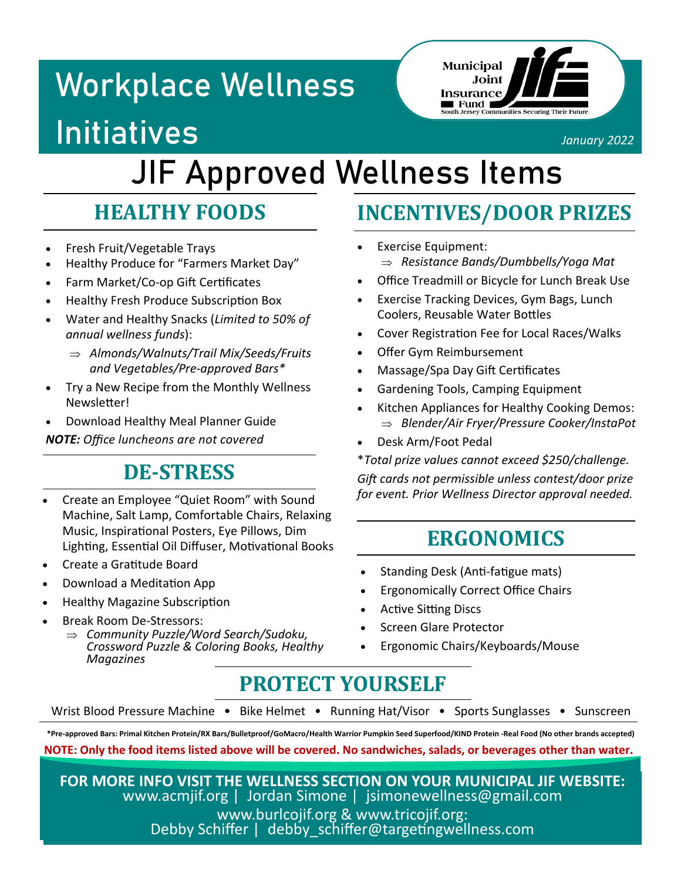# Workplace Wellness Initiatives

*January 2022*

# JIF Approved Wellness Items

## HEALTHY FOODS

- Fresh Fruit/Vegetable Trays
- Healthy Produce for “Farmers Market Day”
- Farm Market/Co-op Gift Certificates
- Healthy Fresh Produce Subscription Box
- Water and Healthy Snacks (*Limited to 50% of annual wellness funds*):
  - ⇒ *Almonds/Walnuts/Trail Mix/Seeds/Fruits and Vegetables/Pre-approved Bars**
- Try a New Recipe from the Monthly Wellness Newsletter!
- Download Healthy Meal Planner Guide

***NOTE:*** *Office luncheons are not covered*

## DE-STRESS

- Create an Employee “Quiet Room” with Sound Machine, Salt Lamp, Comfortable Chairs, Relaxing Music, Inspirational Posters, Eye Pillows, Dim Lighting, Essential Oil Diffuser, Motivational Books
- Create a Gratitude Board
- Download a Meditation App
- Healthy Magazine Subscription
- Break Room De-Stressors:
  - ⇒ *Community Puzzle/Word Search/Sudoku, Crossword Puzzle & Coloring Books, Healthy Magazines*

## INCENTIVES/DOOR PRIZES

- Exercise Equipment:
  - ⇒ *Resistance Bands/Dumbbells/Yoga Mat*
- Office Treadmill or Bicycle for Lunch Break Use
- Exercise Tracking Devices, Gym Bags, Lunch Coolers, Reusable Water Bottles
- Cover Registration Fee for Local Races/Walks
- Offer Gym Reimbursement
- Massage/Spa Day Gift Certificates
- Gardening Tools, Camping Equipment
- Kitchen Appliances for Healthy Cooking Demos:
  - ⇒ *Blender/Air Fryer/Pressure Cooker/InstaPot*
- Desk Arm/Foot Pedal

**Total prize values cannot exceed $250/challenge. Gift cards not permissible unless contest/door prize for event. Prior Wellness Director approval needed.*

## ERGONOMICS

- Standing Desk (Anti-fatigue mats)
- Ergonomically Correct Office Chairs
- Active Sitting Discs
- Screen Glare Protector
- Ergonomic Chairs/Keyboards/Mouse

## PROTECT YOURSELF

Wrist Blood Pressure Machine • Bike Helmet • Running Hat/Visor • Sports Sunglasses • Sunscreen

**\*Pre-approved Bars: Primal Kitchen Protein/RX Bars/Bulletproof/GoMacro/Health Warrior Pumpkin Seed Superfood/KIND Protein -Real Food (No other brands accepted)**

**NOTE: Only the food items listed above will be covered. No sandwiches, salads, or beverages other than water.**

**FOR MORE INFO VISIT THE WELLNESS SECTION ON YOUR MUNICIPAL JIF WEBSITE:**
www.acmjif.org | Jordan Simone | jsimonewellness@gmail.com
www.burlcojif.org & www.tricojif.org:
Debby Schiffer | debby_schiffer@targetingwellness.com